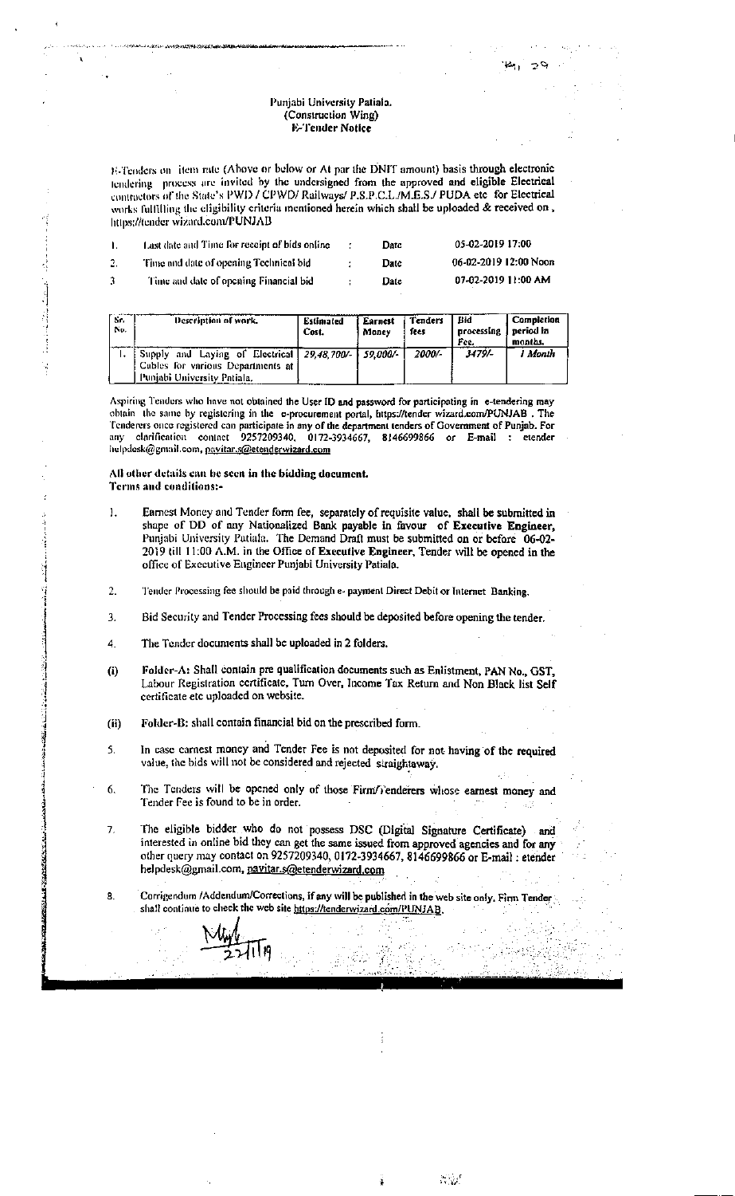Punjabi University Patiala.
(Construction Wing)
E-Tender Notice

E-Tenders on item rate (Above or below or At par the DNIT amount) basis through electronic tendering process are invited by the undersigned from the approved and eligible Electrical contractors of the State's PWD / CPWD/ Railways/ P.S.P.C.L./M.E.S./ PUDA etc for Electrical works fulfilling the eligibility criteria mentioned herein which shall be uploaded & received on , https://tender wizard.com/PUNJAB

| | | | | |
|---|---|---|---|---|
| 1. | Last date and Time for receipt of bids online | : | Date | 05-02-2019 17:00 |
| 2. | Time and date of opening Technical bid | : | Date | 06-02-2019 12:00 Noon |
| 3 | Time and date of opening Financial bid | : | Date | 07-02-2019 11:00 AM |

| Sr. No. | Description of work. | Estimated Cost. | Earnest Money | Tenders fees | Bid processing Fee. | Completion period in months. |
|---|---|---|---|---|---|---|
| 1. | Supply and Laying of Electrical Cables for various Departments at Punjabi University Patiala. | *29,48,700/-* | *59,000/-* | *2000/-* | *3479/-* | *1 Month* |

Aspiring Tenders who have not obtained the User ID and password for participating in e-tendering may obtain the same by registering in the e-procurement portal, https://tender wizard.com/PUNJAB . The Tenderers once registered can participate in any of the department tenders of Government of Punjab. For any clarification contact 9257209340, 0172-3934667, 8146699866 or E-mail : etender helpdesk@gmail.com, pavitar.s@etenderwizard.com

**All other details can be seen in the bidding document.**
**Terms and conditions:-**

1. Earnest Money and Tender form fee, separately of requisite value, shall be submitted in shape of DD of any Nationalized Bank payable in favour of **Executive Engineer,** Punjabi University Patiala. The Demand Draft must be submitted on or before 06-02-2019 till 11:00 A.M. in the Office of Executive Engineer, Tender will be opened in the office of Executive Engineer Punjabi University Patiala.

2. Tender Processing fee should be paid through e- payment Direct Debit or Internet Banking.

3. Bid Security and Tender Processing fees should be deposited before opening the tender.

4. The Tender documents shall be uploaded in 2 folders.

(i) Folder-A: Shall contain pre qualification documents such as Enlistment, PAN No., GST, Labour Registration certificate, Turn Over, Income Tax Return and Non Black list Self certificate etc uploaded on website.

(ii) Folder-B: shall contain financial bid on the prescribed form.

5. In case earnest money and Tender Fee is not deposited for not having of the required value, the bids will not be considered and rejected straightaway.

6. The Tenders will be opened only of those Firm/Tenderers whose earnest money and Tender Fee is found to be in order.

7. The eligible bidder who do not possess DSC (Digital Signature Certificate) and interested in online bid they can get the same issued from approved agencies and for any other query may contact on 9257209340, 0172-3934667, 8146699866 or E-mail : etender helpdesk@gmail.com, pavitar.s@etenderwizard.com

8. Corrigendum /Addendum/Corrections, if any will be published in the web site only. Firm Tender shall continue to check the web site https://tenderwizard.com/PUNJAB.

22/1/19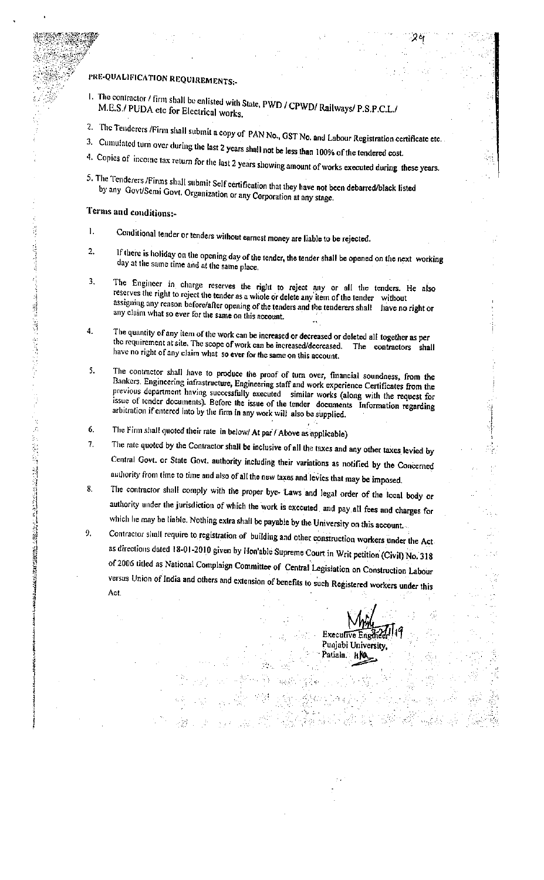## PRE-QUALIFICATION REQUIREMENTS:-

1. The contractor / firm shall be enlisted with State, PWD / CPWD/ Railways/ P.S.P.C.L./ M.E.S./ PUDA etc for Electrical works.
2. The Tenderers /Firm shall submit a copy of PAN No., GST No. and Labour Registration certificate etc.
3. Cumulated turn over during the last 2 years shall not be less than 100% of the tendered cost.
4. Copies of income tax return for the last 2 years showing amount of works executed during these years.
5. The Tenderers /Firms shall submit Self certification that they have not been debarred/black listed by any Govt/Semi Govt. Organization or any Corporation at any stage.

## Terms and conditions:-

1. Conditional tender or tenders without earnest money are liable to be rejected.
2. If there is holiday on the opening day of the tender, the tender shall be opened on the next working day at the same time and at the same place.
3. The Engineer in charge reserves the right to reject any or all the tenders. He also reserves the right to reject the tender as a whole or delete any item of the tender without assigning any reason before/after opening of the tenders and the tenderers shall have no right or any claim what so ever for the same on this account.
4. The quantity of any item of the work can be increased or decreased or deleted all together as per the requirement at site. The scope of work can be increased/decreased. The contractors shall have no right of any claim what so ever for the same on this account.
5. The contractor shall have to produce the proof of turn over, financial soundness, from the Bankers. Engineering infrastructure, Engineering staff and work experience Certificates from the previous department having successfully executed similar works (along with the request for issue of tender documents). Before the issue of the tender documents Information regarding arbitration if entered into by the firm in any work will also be supplied.
6. The Firm shall quoted their rate in below/ At par / Above as applicable)
7. The rate quoted by the Contractor shall be inclusive of all the taxes and any other taxes levied by Central Govt. or State Govt. authority including their variations as notified by the Concerned authority from time to time and also of all the new taxes and levies that may be imposed.
8. The contractor shall comply with the proper bye- Laws and legal order of the local body or authority under the jurisdiction of which the work is executed and pay all fees and charges for which he may be liable. Nothing extra shall be payable by the University on this account.
9. Contractor shall require to registration of building and other construction workers under the Act as directions dated 18-01-2010 given by Hon'ble Supreme Court in Writ petition (Civil) No. 318 of 2006 titled as National Complaign Committee of Central Legislation on Construction Labour versus Union of India and others and extension of benefits to such Registered workers under this Act.

Executive Engineer 22/1/19
Punjabi University,
Patiala.